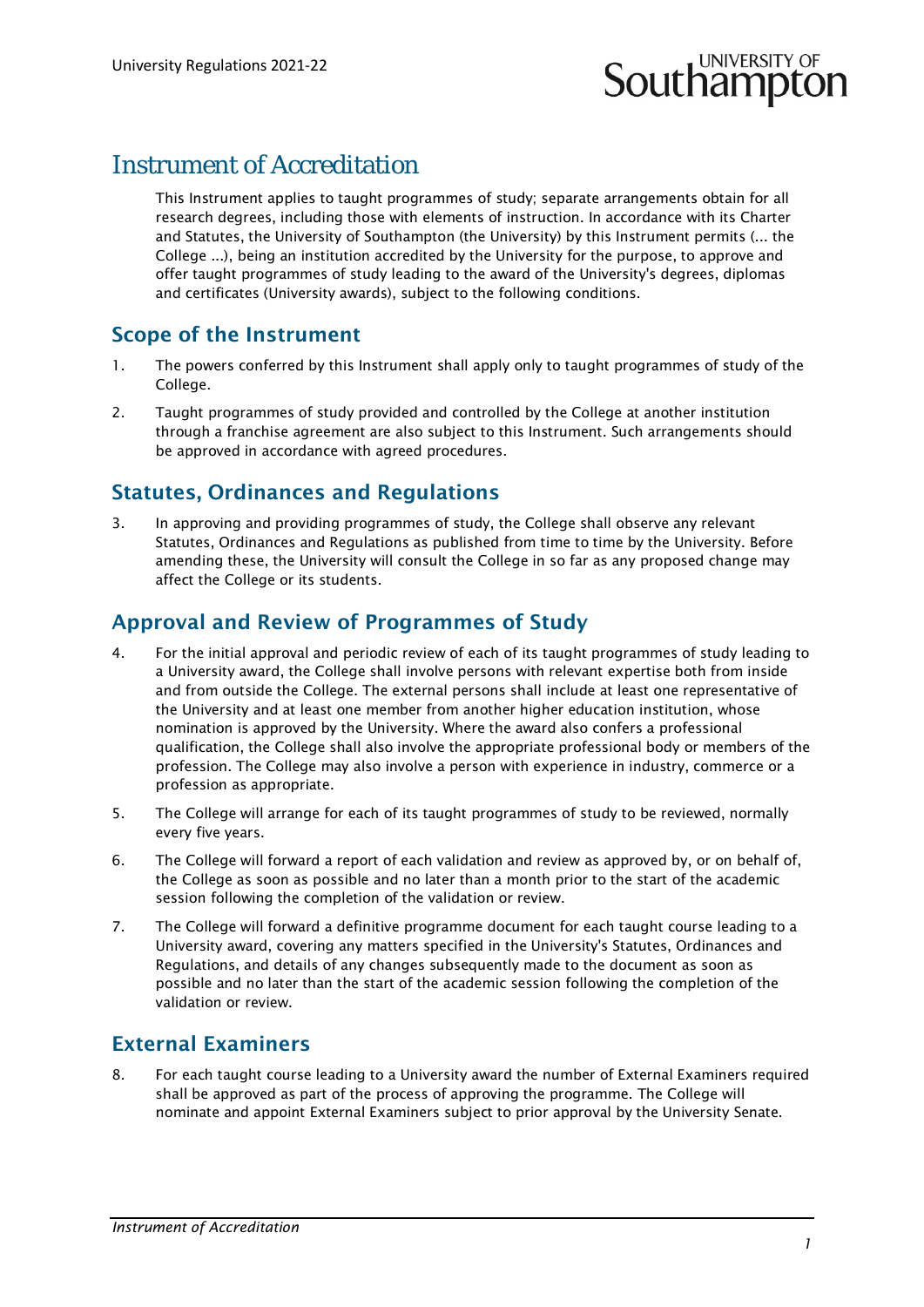# Instrument of Accreditation

This Instrument applies to taught programmes of study; separate arrangements obtain for all research degrees, including those with elements of instruction. In accordance with its Charter and Statutes, the University of Southampton (the University) by this Instrument permits (... the College ...), being an institution accredited by the University for the purpose, to approve and offer taught programmes of study leading to the award of the University's degrees, diplomas and certificates (University awards), subject to the following conditions.

## Scope of the Instrument

1. The powers conferred by this Instrument shall apply only to taught programmes of study of the College.
2. Taught programmes of study provided and controlled by the College at another institution through a franchise agreement are also subject to this Instrument. Such arrangements should be approved in accordance with agreed procedures.

## Statutes, Ordinances and Regulations

3. In approving and providing programmes of study, the College shall observe any relevant Statutes, Ordinances and Regulations as published from time to time by the University. Before amending these, the University will consult the College in so far as any proposed change may affect the College or its students.

## Approval and Review of Programmes of Study

4. For the initial approval and periodic review of each of its taught programmes of study leading to a University award, the College shall involve persons with relevant expertise both from inside and from outside the College. The external persons shall include at least one representative of the University and at least one member from another higher education institution, whose nomination is approved by the University. Where the award also confers a professional qualification, the College shall also involve the appropriate professional body or members of the profession. The College may also involve a person with experience in industry, commerce or a profession as appropriate.
5. The College will arrange for each of its taught programmes of study to be reviewed, normally every five years.
6. The College will forward a report of each validation and review as approved by, or on behalf of, the College as soon as possible and no later than a month prior to the start of the academic session following the completion of the validation or review.
7. The College will forward a definitive programme document for each taught course leading to a University award, covering any matters specified in the University's Statutes, Ordinances and Regulations, and details of any changes subsequently made to the document as soon as possible and no later than the start of the academic session following the completion of the validation or review.

## External Examiners

8. For each taught course leading to a University award the number of External Examiners required shall be approved as part of the process of approving the programme. The College will nominate and appoint External Examiners subject to prior approval by the University Senate.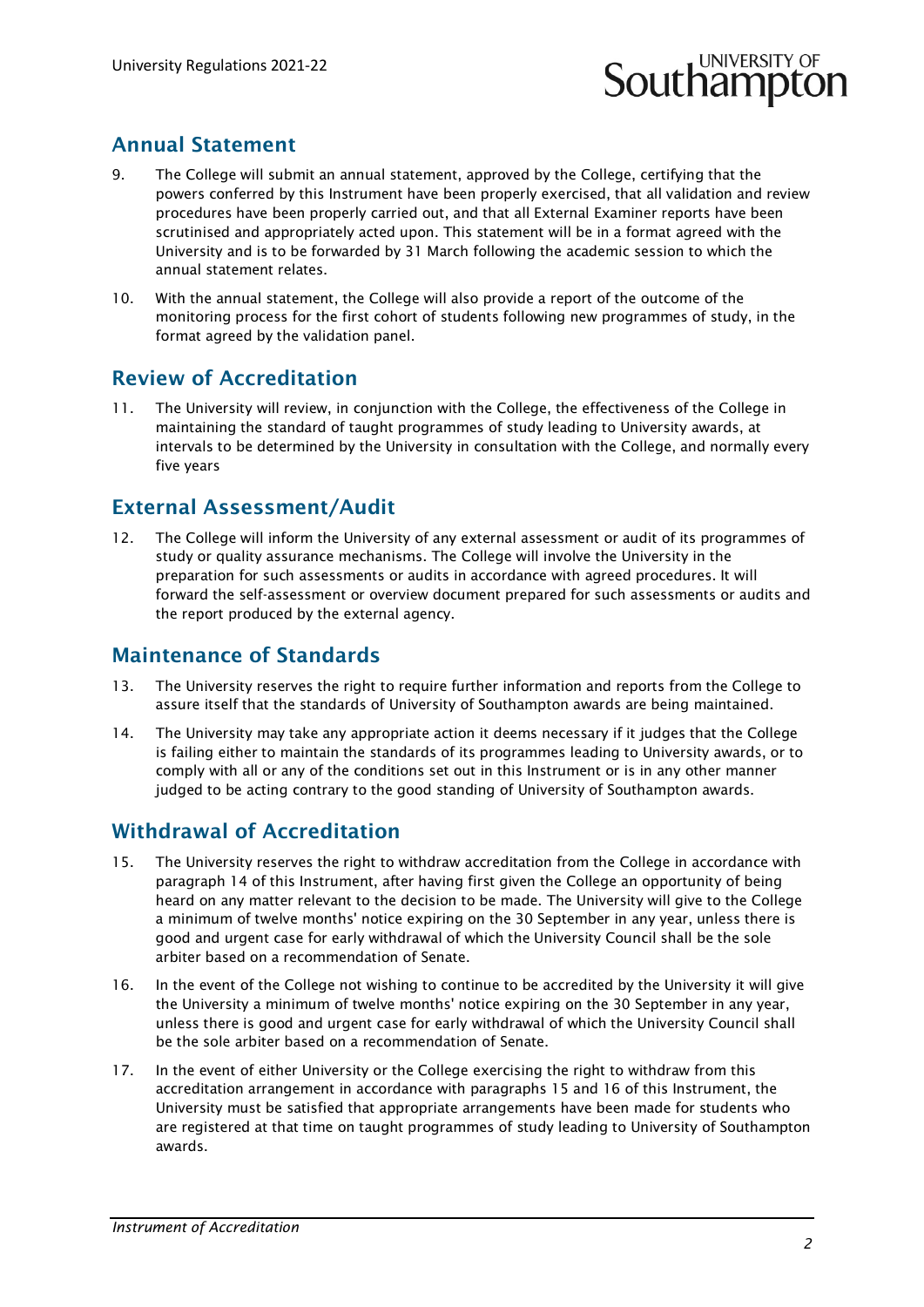## Annual Statement

9. The College will submit an annual statement, approved by the College, certifying that the powers conferred by this Instrument have been properly exercised, that all validation and review procedures have been properly carried out, and that all External Examiner reports have been scrutinised and appropriately acted upon. This statement will be in a format agreed with the University and is to be forwarded by 31 March following the academic session to which the annual statement relates.

10. With the annual statement, the College will also provide a report of the outcome of the monitoring process for the first cohort of students following new programmes of study, in the format agreed by the validation panel.

## Review of Accreditation

11. The University will review, in conjunction with the College, the effectiveness of the College in maintaining the standard of taught programmes of study leading to University awards, at intervals to be determined by the University in consultation with the College, and normally every five years

## External Assessment/Audit

12. The College will inform the University of any external assessment or audit of its programmes of study or quality assurance mechanisms. The College will involve the University in the preparation for such assessments or audits in accordance with agreed procedures. It will forward the self-assessment or overview document prepared for such assessments or audits and the report produced by the external agency.

## Maintenance of Standards

13. The University reserves the right to require further information and reports from the College to assure itself that the standards of University of Southampton awards are being maintained.

14. The University may take any appropriate action it deems necessary if it judges that the College is failing either to maintain the standards of its programmes leading to University awards, or to comply with all or any of the conditions set out in this Instrument or is in any other manner judged to be acting contrary to the good standing of University of Southampton awards.

## Withdrawal of Accreditation

15. The University reserves the right to withdraw accreditation from the College in accordance with paragraph 14 of this Instrument, after having first given the College an opportunity of being heard on any matter relevant to the decision to be made. The University will give to the College a minimum of twelve months' notice expiring on the 30 September in any year, unless there is good and urgent case for early withdrawal of which the University Council shall be the sole arbiter based on a recommendation of Senate.

16. In the event of the College not wishing to continue to be accredited by the University it will give the University a minimum of twelve months' notice expiring on the 30 September in any year, unless there is good and urgent case for early withdrawal of which the University Council shall be the sole arbiter based on a recommendation of Senate.

17. In the event of either University or the College exercising the right to withdraw from this accreditation arrangement in accordance with paragraphs 15 and 16 of this Instrument, the University must be satisfied that appropriate arrangements have been made for students who are registered at that time on taught programmes of study leading to University of Southampton awards.